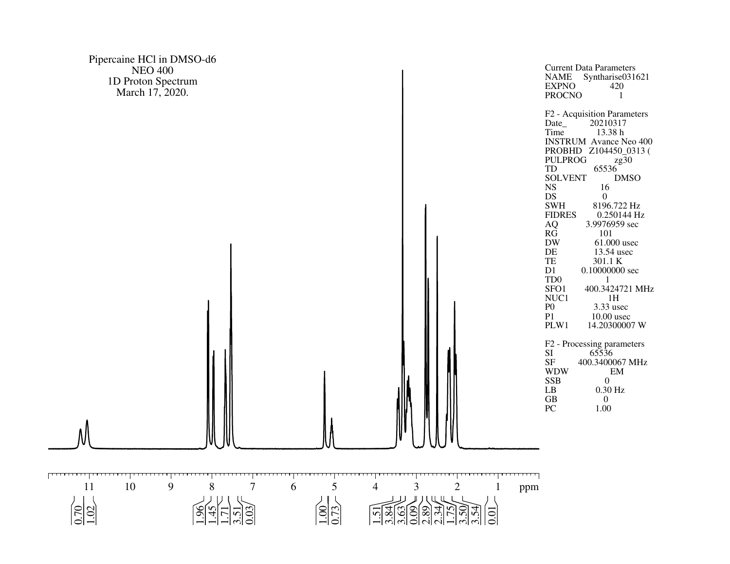Pipercaine HCl in DMSO-d6
NEO 400
1D Proton Spectrum
March 17, 2020.

Current Data Parameters
NAME Syntharise031621
EXPNO 420
PROCNO 1

F2 - Acquisition Parameters
Date_ 20210317
Time 13.38 h
INSTRUM Avance Neo 400
PROBHD Z104450_0313 (
PULPROG zg30
TD 65536
SOLVENT DMSO
NS 16
DS 0
SWH 8196.722 Hz
FIDRES 0.250144 Hz
AQ 3.9976959 sec
RG 101
DW 61.000 usec
DE 13.54 usec
TE 301.1 K
D1 0.10000000 sec
TD0 1
SFO1 400.3424721 MHz
NUC1 1H
P0 3.33 usec
P1 10.00 usec
PLW1 14.20300007 W

F2 - Processing parameters
SI 65536
SF 400.3400067 MHz
WDW EM
SSB 0
LB 0.30 Hz
GB 0
PC 1.00

11 10 9 8 7 6 5 4 3 2 1 ppm

0.70 1.02 1.96 1.45 1.71 3.51 0.03 1.00 0.73 1.51 3.84 3.63 0.09 2.89 2.34 1.75 3.50 3.54 0.01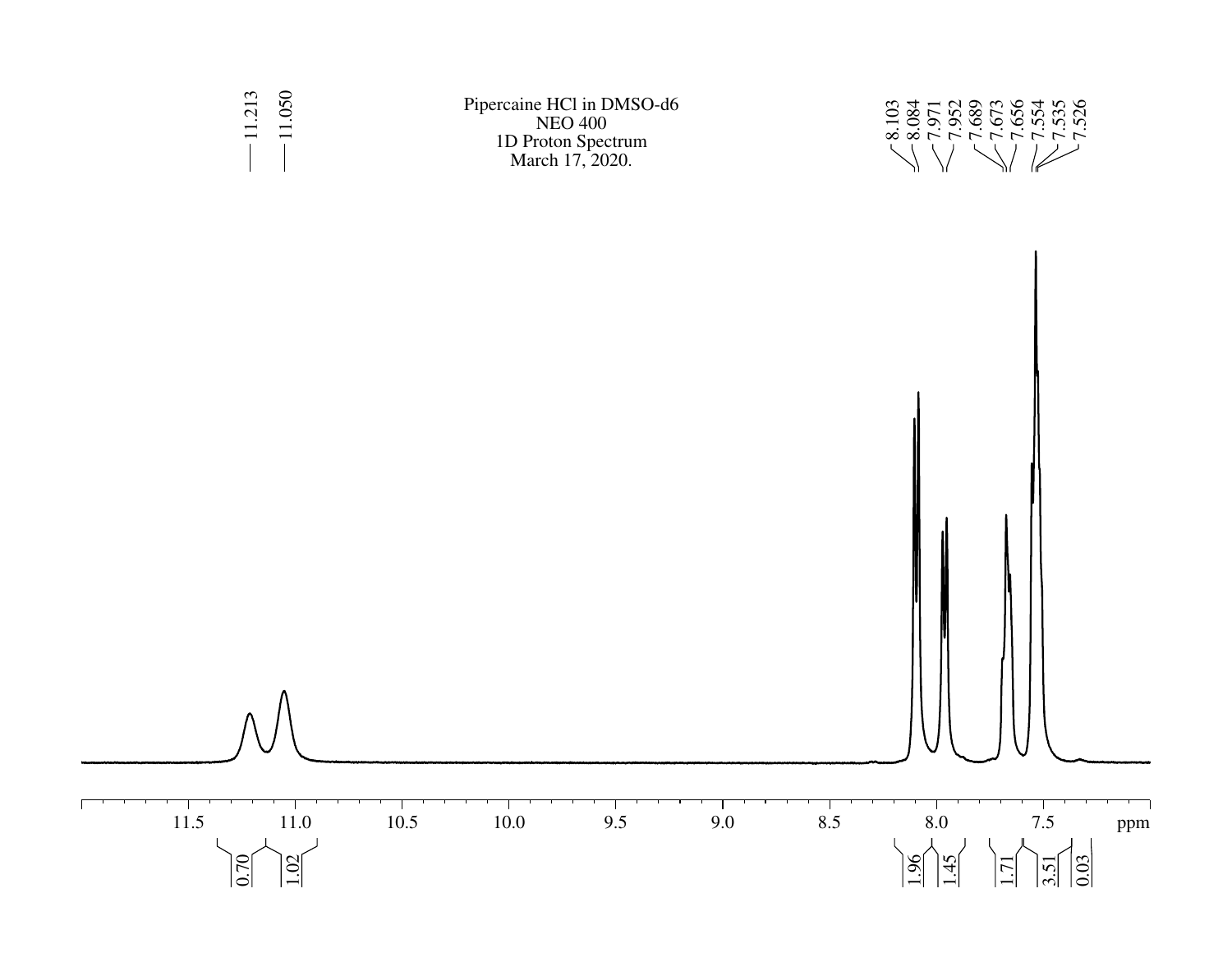Pipercaine HCl in DMSO-d6
NEO 400
1D Proton Spectrum
March 17, 2020.

11.213
11.050

8.103
8.084
7.971
7.952
7.689
7.673
7.656
7.554
7.535
7.526

11.5 11.0 10.5 10.0 9.5 9.0 8.5 8.0 7.5 ppm

0.70 1.02

1.96 1.45 1.71 3.51 0.03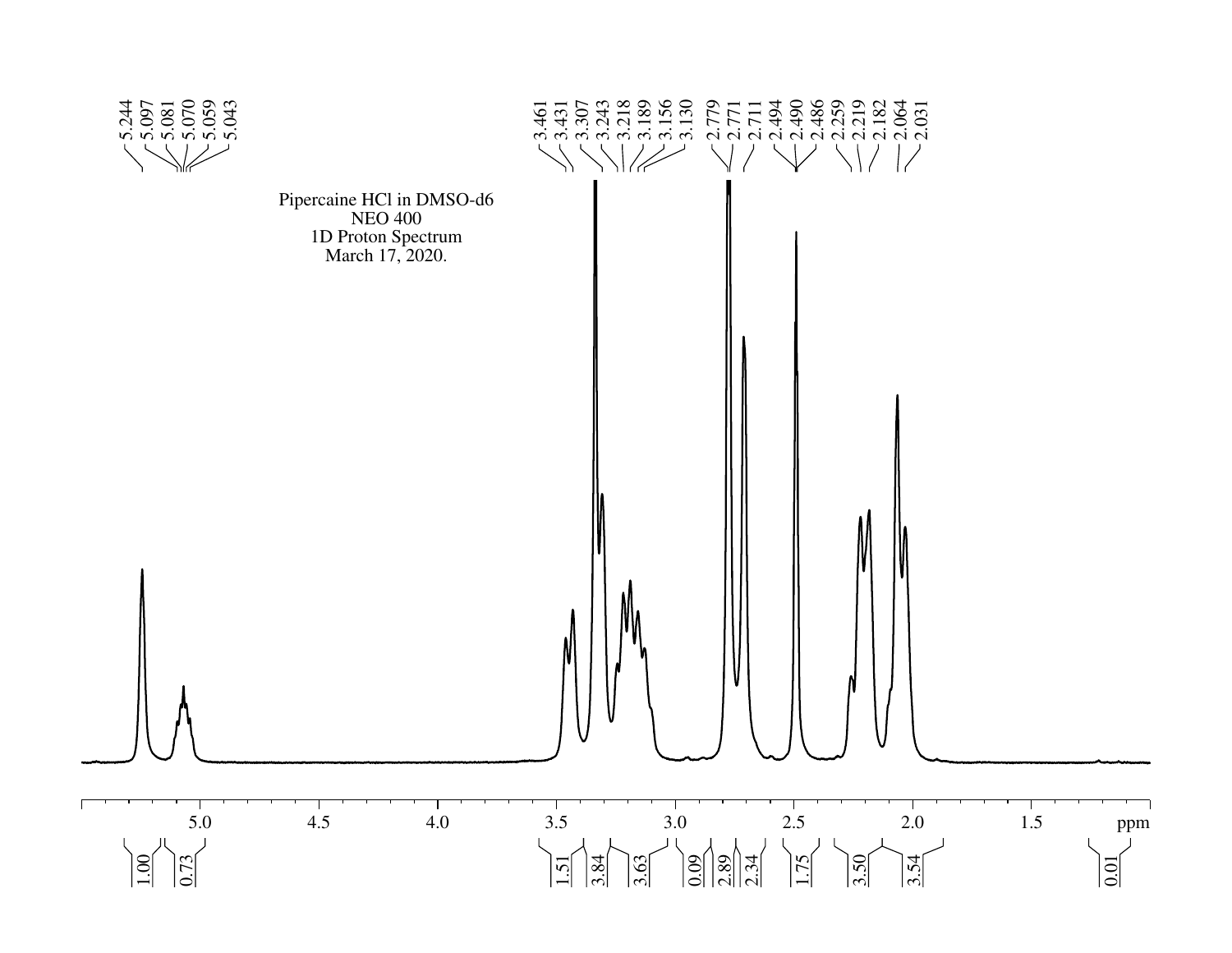Pipercaine HCl in DMSO-d6
NEO 400
1D Proton Spectrum
March 17, 2020.

5.244
5.097
5.081
5.070
5.059
5.043

3.461
3.431
3.307
3.243
3.218
3.189
3.156
3.130
2.779
2.771
2.711
2.494
2.490
2.486
2.259
2.219
2.182
2.064
2.031

5.0
4.5
4.0
3.5
3.0
2.5
2.0
1.5
ppm

1.00
0.73
1.51
3.84
3.63
0.09
2.89
2.34
1.75
3.50
3.54
0.01